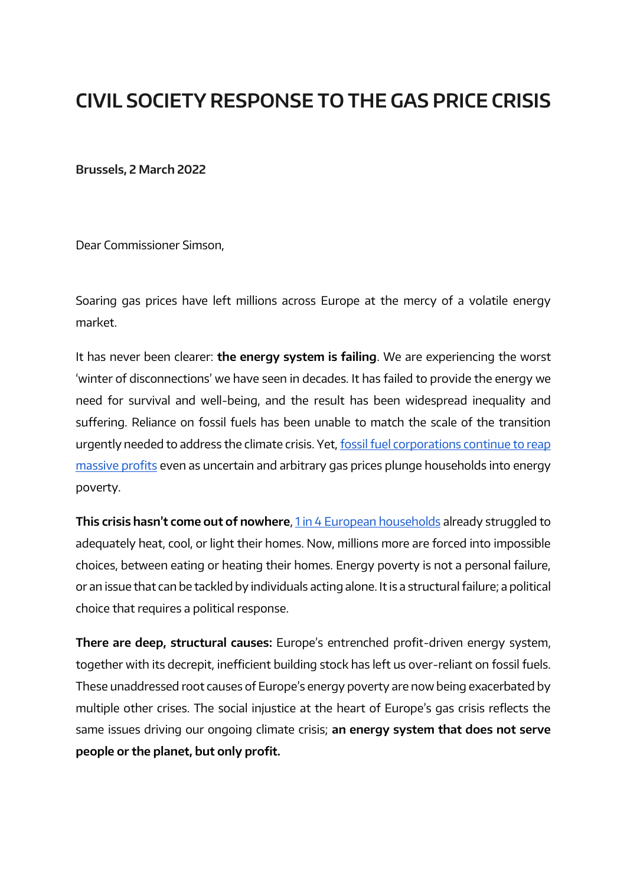# CIVIL SOCIETY RESPONSE TO THE GAS PRICE CRISIS

**Brussels, 2 March 2022**

Dear Commissioner Simson,

Soaring gas prices have left millions across Europe at the mercy of a volatile energy market.

It has never been clearer: **the energy system is failing**. We are experiencing the worst 'winter of disconnections' we have seen in decades. It has failed to provide the energy we need for survival and well-being, and the result has been widespread inequality and suffering. Reliance on fossil fuels has been unable to match the scale of the transition urgently needed to address the climate crisis. Yet, fossil fuel corporations continue to reap massive profits even as uncertain and arbitrary gas prices plunge households into energy poverty.

**This crisis hasn't come out of nowhere**, 1 in 4 European households already struggled to adequately heat, cool, or light their homes. Now, millions more are forced into impossible choices, between eating or heating their homes. Energy poverty is not a personal failure, or an issue that can be tackled by individuals acting alone. It is a structural failure; a political choice that requires a political response.

**There are deep, structural causes:** Europe's entrenched profit-driven energy system, together with its decrepit, inefficient building stock has left us over-reliant on fossil fuels. These unaddressed root causes of Europe's energy poverty are now being exacerbated by multiple other crises. The social injustice at the heart of Europe's gas crisis reflects the same issues driving our ongoing climate crisis; **an energy system that does not serve people or the planet, but only profit.**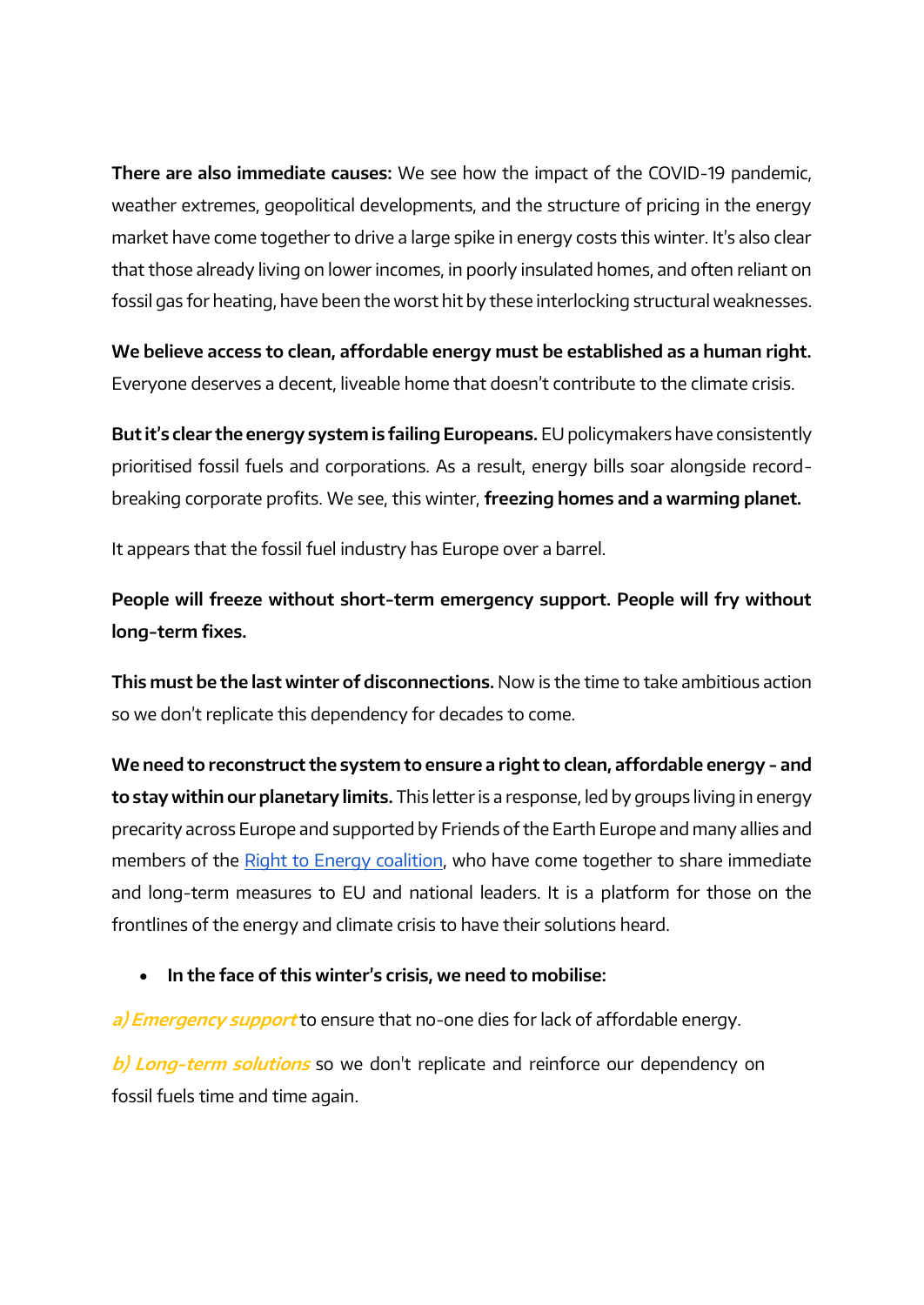**There are also immediate causes:** We see how the impact of the COVID-19 pandemic, weather extremes, geopolitical developments, and the structure of pricing in the energy market have come together to drive a large spike in energy costs this winter. It's also clear that those already living on lower incomes, in poorly insulated homes, and often reliant on fossil gas for heating, have been the worst hit by these interlocking structural weaknesses.

**We believe access to clean, affordable energy must be established as a human right.** Everyone deserves a decent, liveable home that doesn't contribute to the climate crisis.

**But it's clear the energy system is failing Europeans.** EU policymakers have consistently prioritised fossil fuels and corporations. As a result, energy bills soar alongside record-breaking corporate profits. We see, this winter, **freezing homes and a warming planet.**

It appears that the fossil fuel industry has Europe over a barrel.

**People will freeze without short-term emergency support. People will fry without long-term fixes.**

**This must be the last winter of disconnections.** Now is the time to take ambitious action so we don't replicate this dependency for decades to come.

**We need to reconstruct the system to ensure a right to clean, affordable energy - and to stay within our planetary limits.** This letter is a response, led by groups living in energy precarity across Europe and supported by Friends of the Earth Europe and many allies and members of the [Right to Energy coalition](), who have come together to share immediate and long-term measures to EU and national leaders. It is a platform for those on the frontlines of the energy and climate crisis to have their solutions heard.

- **In the face of this winter's crisis, we need to mobilise:**

***a) Emergency support*** to ensure that no-one dies for lack of affordable energy.

***b) Long-term solutions*** so we don't replicate and reinforce our dependency on fossil fuels time and time again.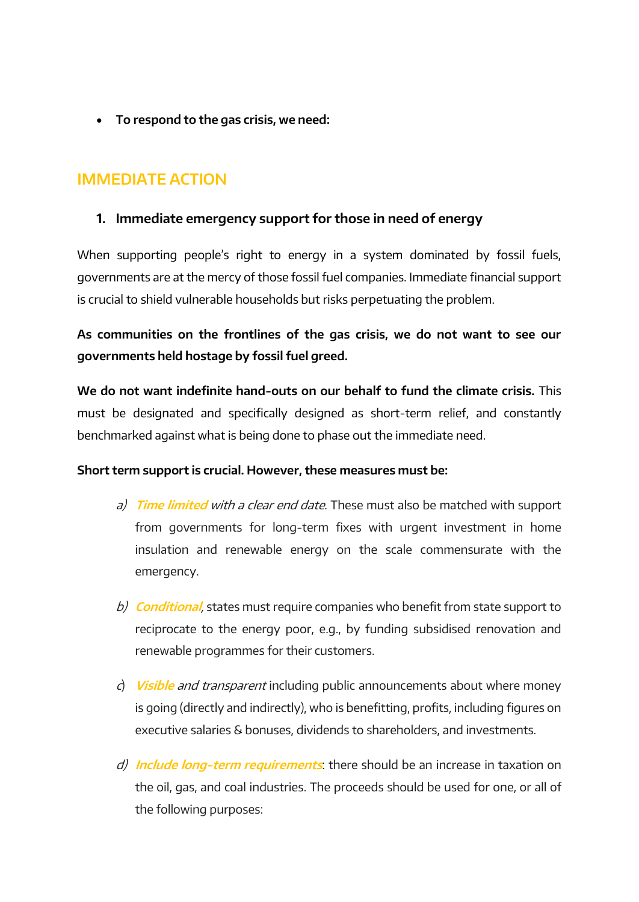- **To respond to the gas crisis, we need:**

## IMMEDIATE ACTION

1. **Immediate emergency support for those in need of energy**

When supporting people's right to energy in a system dominated by fossil fuels, governments are at the mercy of those fossil fuel companies. Immediate financial support is crucial to shield vulnerable households but risks perpetuating the problem.

**As communities on the frontlines of the gas crisis, we do not want to see our governments held hostage by fossil fuel greed.**

**We do not want indefinite hand-outs on our behalf to fund the climate crisis.** This must be designated and specifically designed as short-term relief, and constantly benchmarked against what is being done to phase out the immediate need.

**Short term support is crucial. However, these measures must be:**

a) ***Time limited*** *with a clear end date*. These must also be matched with support from governments for long-term fixes with urgent investment in home insulation and renewable energy on the scale commensurate with the emergency.

b) ***Conditional***, states must require companies who benefit from state support to reciprocate to the energy poor, e.g., by funding subsidised renovation and renewable programmes for their customers.

c) ***Visible*** *and transparent* including public announcements about where money is going (directly and indirectly), who is benefitting, profits, including figures on executive salaries & bonuses, dividends to shareholders, and investments.

d) ***Include long-term requirements***: there should be an increase in taxation on the oil, gas, and coal industries. The proceeds should be used for one, or all of the following purposes: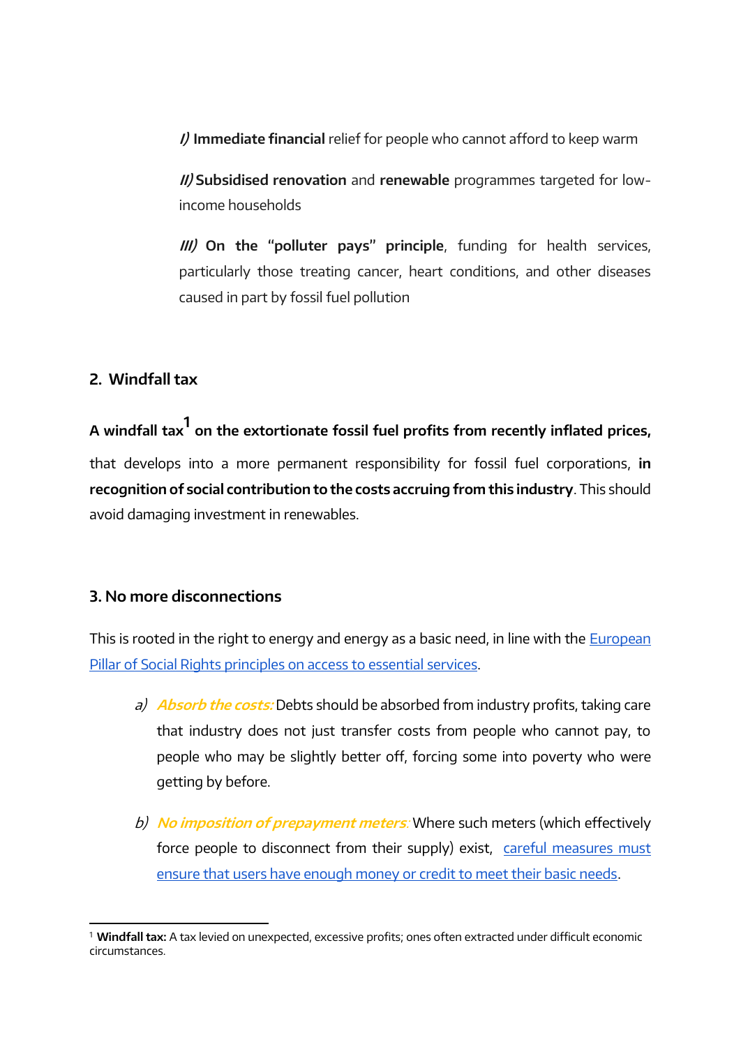*I)* **Immediate financial** relief for people who cannot afford to keep warm

*II)* **Subsidised renovation** and **renewable** programmes targeted for low-income households

*III)* **On the "polluter pays" principle**, funding for health services, particularly those treating cancer, heart conditions, and other diseases caused in part by fossil fuel pollution

## 2. Windfall tax

**A windfall tax[1] on the extortionate fossil fuel profits from recently inflated prices,** that develops into a more permanent responsibility for fossil fuel corporations, **in recognition of social contribution to the costs accruing from this industry**. This should avoid damaging investment in renewables.

## 3. No more disconnections

This is rooted in the right to energy and energy as a basic need, in line with the European Pillar of Social Rights principles on access to essential services.

a) *Absorb the costs:* Debts should be absorbed from industry profits, taking care that industry does not just transfer costs from people who cannot pay, to people who may be slightly better off, forcing some into poverty who were getting by before.

b) *No imposition of prepayment meters:* Where such meters (which effectively force people to disconnect from their supply) exist, careful measures must ensure that users have enough money or credit to meet their basic needs.

[1] **Windfall tax:** A tax levied on unexpected, excessive profits; ones often extracted under difficult economic circumstances.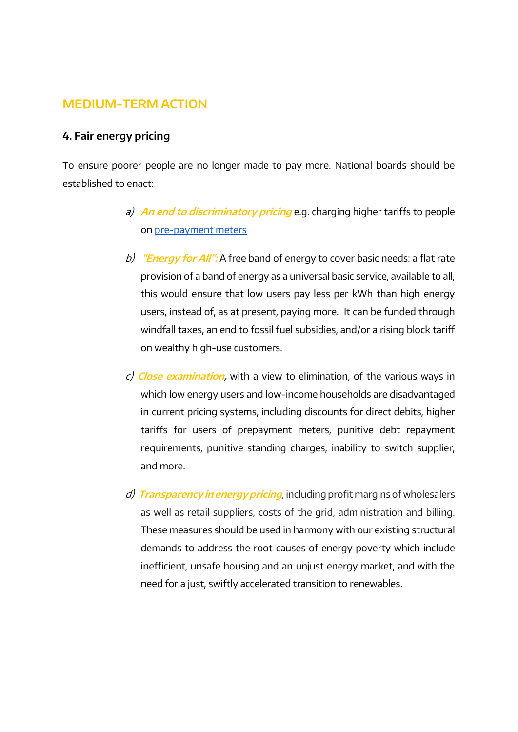## MEDIUM-TERM ACTION

### 4. Fair energy pricing

To ensure poorer people are no longer made to pay more. National boards should be established to enact:

a) ***An end to discriminatory pricing*** e.g. charging higher tariffs to people on [pre-payment meters](pre-payment meters)

b) ***"Energy for All":*** A free band of energy to cover basic needs: a flat rate provision of a band of energy as a universal basic service, available to all, this would ensure that low users pay less per kWh than high energy users, instead of, as at present, paying more. It can be funded through windfall taxes, an end to fossil fuel subsidies, and/or a rising block tariff on wealthy high-use customers.

c) ***Close examination,*** with a view to elimination, of the various ways in which low energy users and low-income households are disadvantaged in current pricing systems, including discounts for direct debits, higher tariffs for users of prepayment meters, punitive debt repayment requirements, punitive standing charges, inability to switch supplier, and more.

d) ***Transparency in energy pricing***, including profit margins of wholesalers as well as retail suppliers, costs of the grid, administration and billing. These measures should be used in harmony with our existing structural demands to address the root causes of energy poverty which include inefficient, unsafe housing and an unjust energy market, and with the need for a just, swiftly accelerated transition to renewables.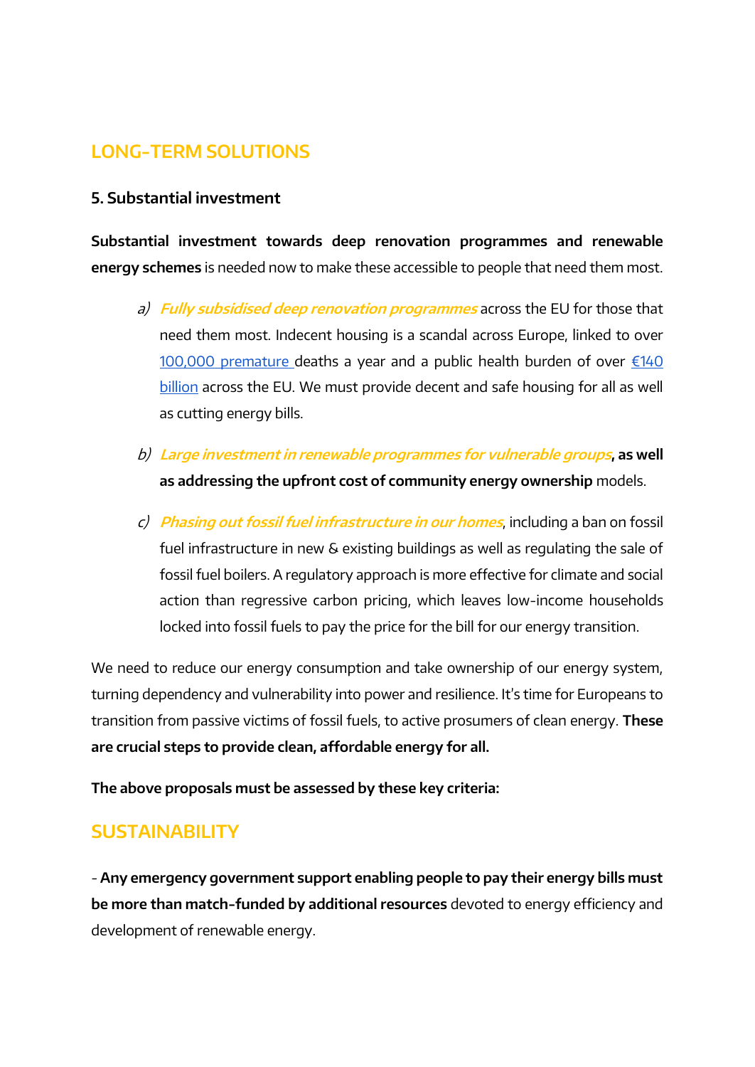## LONG-TERM SOLUTIONS

### 5. Substantial investment

**Substantial investment towards deep renovation programmes and renewable energy schemes** is needed now to make these accessible to people that need them most.

a) ***Fully subsidised deep renovation programmes*** across the EU for those that need them most. Indecent housing is a scandal across Europe, linked to over 100,000 premature deaths a year and a public health burden of over €140 billion across the EU. We must provide decent and safe housing for all as well as cutting energy bills.

b) ***Large investment in renewable programmes for vulnerable groups*****, as well as addressing the upfront cost of community energy ownership** models.

c) ***Phasing out fossil fuel infrastructure in our homes***, including a ban on fossil fuel infrastructure in new & existing buildings as well as regulating the sale of fossil fuel boilers. A regulatory approach is more effective for climate and social action than regressive carbon pricing, which leaves low-income households locked into fossil fuels to pay the price for the bill for our energy transition.

We need to reduce our energy consumption and take ownership of our energy system, turning dependency and vulnerability into power and resilience. It's time for Europeans to transition from passive victims of fossil fuels, to active prosumers of clean energy. **These are crucial steps to provide clean, affordable energy for all.**

**The above proposals must be assessed by these key criteria:**

## SUSTAINABILITY

- **Any emergency government support enabling people to pay their energy bills must be more than match-funded by additional resources** devoted to energy efficiency and development of renewable energy.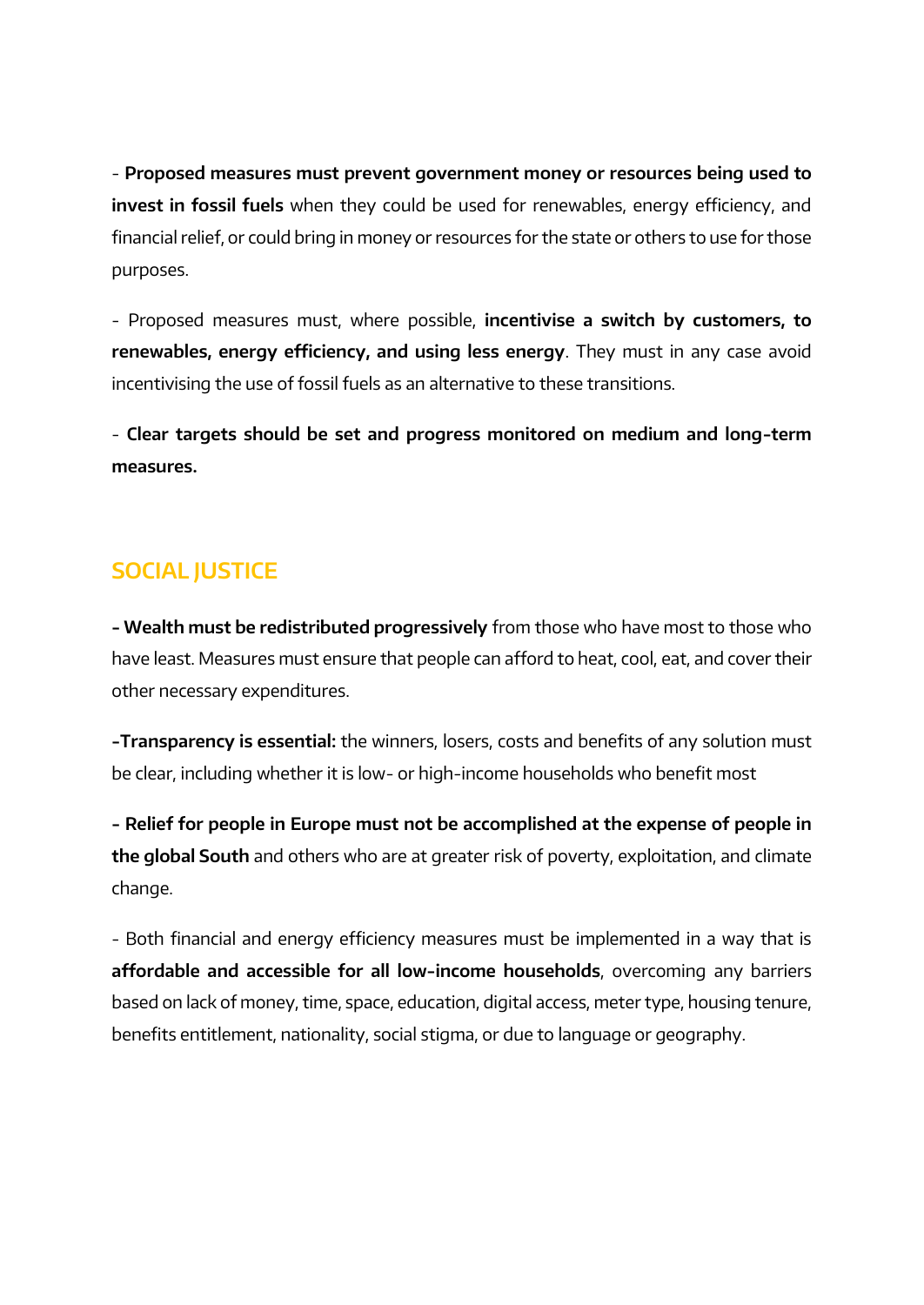- **Proposed measures must prevent government money or resources being used to invest in fossil fuels** when they could be used for renewables, energy efficiency, and financial relief, or could bring in money or resources for the state or others to use for those purposes.

- Proposed measures must, where possible, **incentivise a switch by customers, to renewables, energy efficiency, and using less energy**. They must in any case avoid incentivising the use of fossil fuels as an alternative to these transitions.

- **Clear targets should be set and progress monitored on medium and long-term measures.**

## SOCIAL JUSTICE

**- Wealth must be redistributed progressively** from those who have most to those who have least. Measures must ensure that people can afford to heat, cool, eat, and cover their other necessary expenditures.

**-Transparency is essential:** the winners, losers, costs and benefits of any solution must be clear, including whether it is low- or high-income households who benefit most

**- Relief for people in Europe must not be accomplished at the expense of people in the global South** and others who are at greater risk of poverty, exploitation, and climate change.

- Both financial and energy efficiency measures must be implemented in a way that is **affordable and accessible for all low-income households**, overcoming any barriers based on lack of money, time, space, education, digital access, meter type, housing tenure, benefits entitlement, nationality, social stigma, or due to language or geography.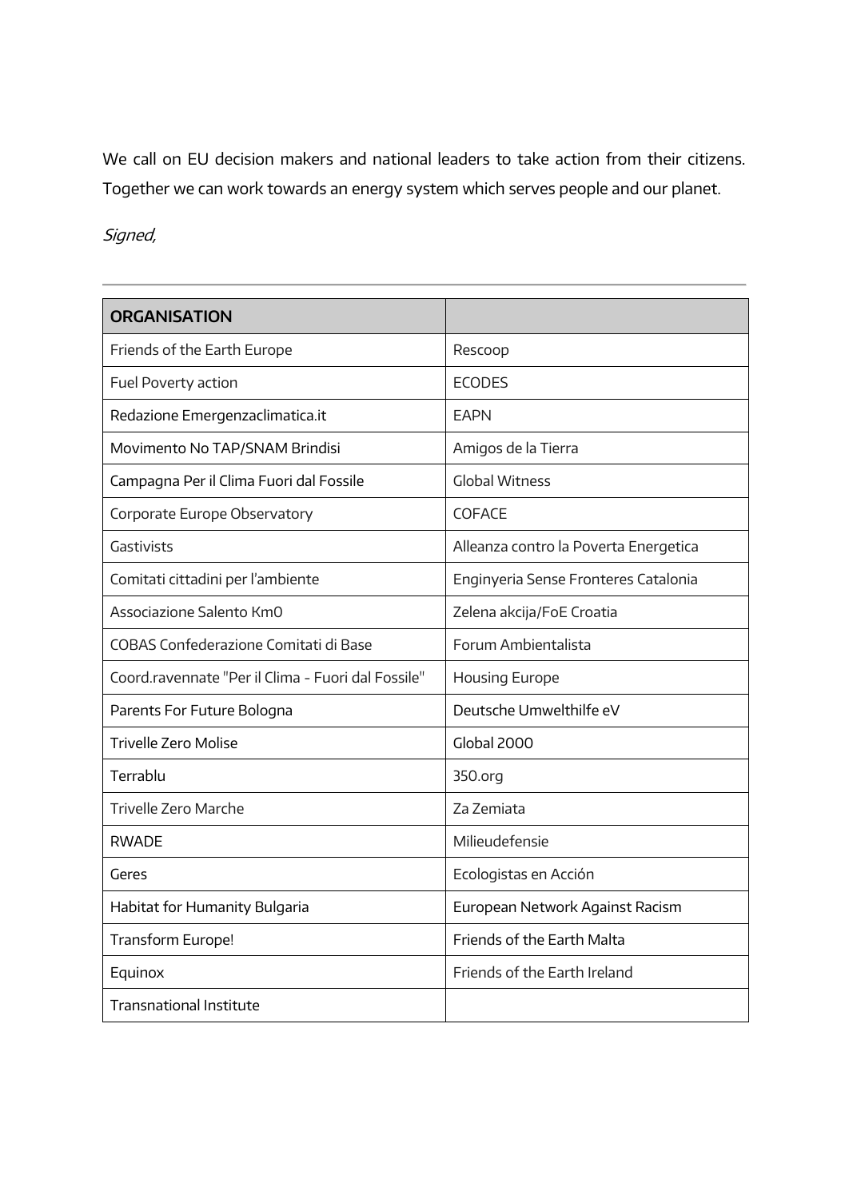We call on EU decision makers and national leaders to take action from their citizens. Together we can work towards an energy system which serves people and our planet.

*Signed,*

---

| ORGANISATION | |
|---|---|
| Friends of the Earth Europe | Rescoop |
| Fuel Poverty action | ECODES |
| Redazione Emergenzaclimatica.it | EAPN |
| Movimento No TAP/SNAM Brindisi | Amigos de la Tierra |
| Campagna Per il Clima Fuori dal Fossile | Global Witness |
| Corporate Europe Observatory | COFACE |
| Gastivists | Alleanza contro la Poverta Energetica |
| Comitati cittadini per l'ambiente | Enginyeria Sense Fronteres Catalonia |
| Associazione Salento Km0 | Zelena akcija/FoE Croatia |
| COBAS Confederazione Comitati di Base | Forum Ambientalista |
| Coord.ravennate "Per il Clima - Fuori dal Fossile" | Housing Europe |
| Parents For Future Bologna | Deutsche Umwelthilfe eV |
| Trivelle Zero Molise | Global 2000 |
| Terrablu | 350.org |
| Trivelle Zero Marche | Za Zemiata |
| RWADE | Milieudefensie |
| Geres | Ecologistas en Acción |
| Habitat for Humanity Bulgaria | European Network Against Racism |
| Transform Europe! | Friends of the Earth Malta |
| Equinox | Friends of the Earth Ireland |
| Transnational Institute | |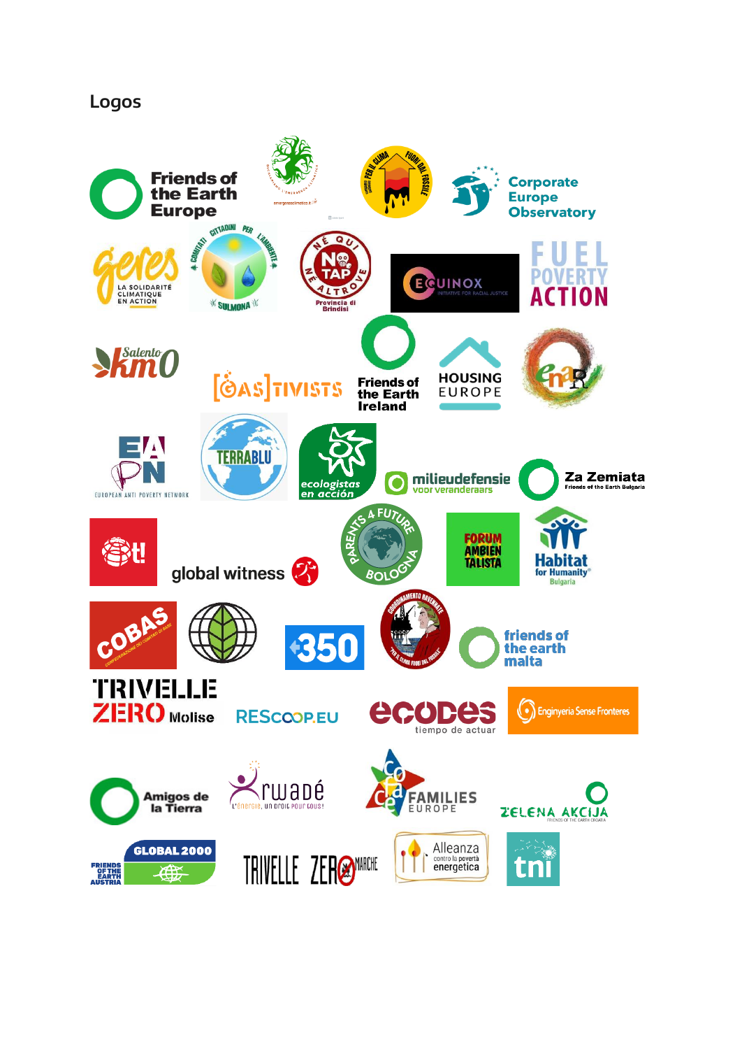# Logos